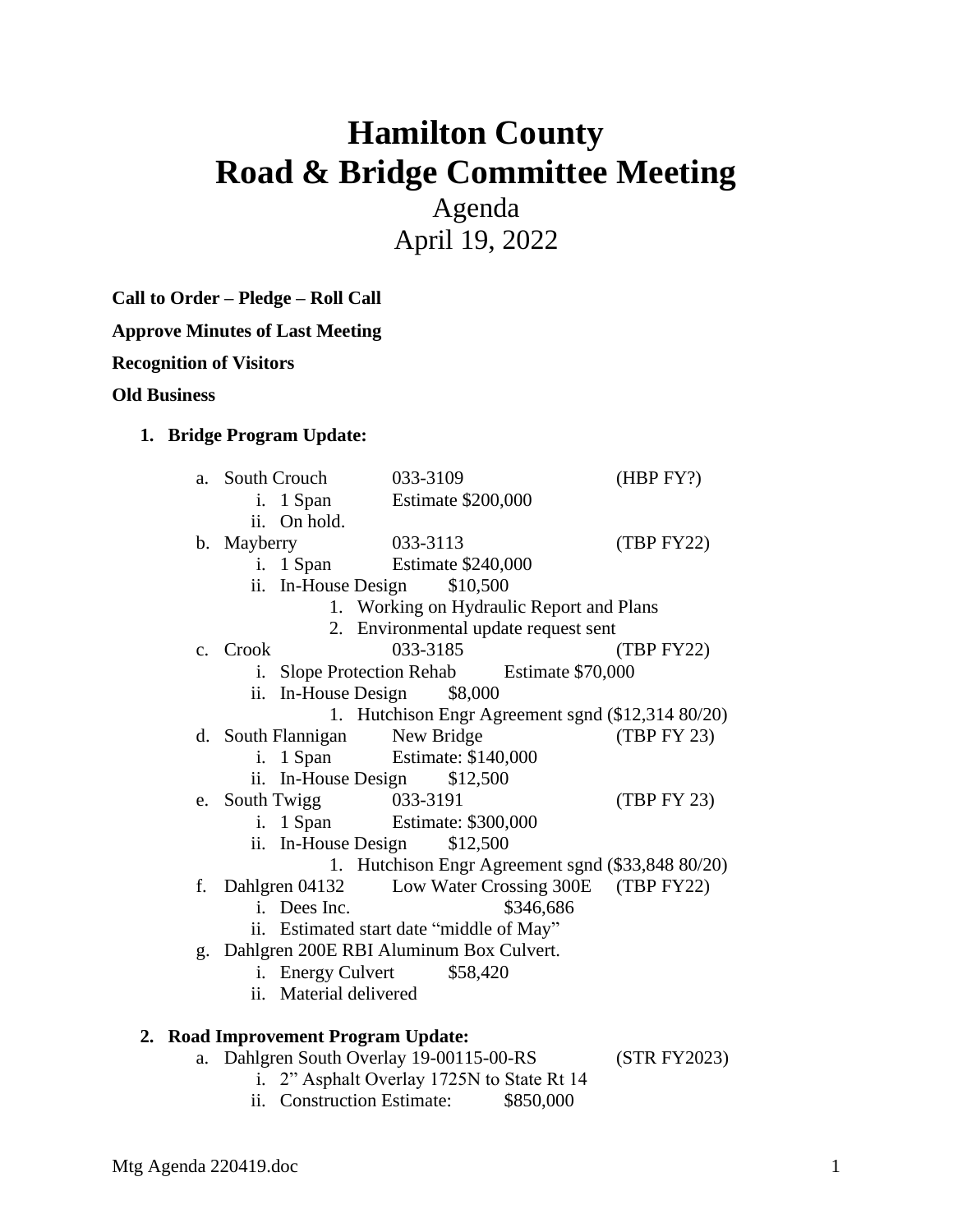# Hamilton County
# Road & Bridge Committee Meeting

Agenda

April 19, 2022

**Call to Order – Pledge – Roll Call**

**Approve Minutes of Last Meeting**

**Recognition of Visitors**

**Old Business**

1. **Bridge Program Update:**

   a. South Crouch 033-3109 (HBP FY?)
      i. 1 Span Estimate $200,000
      ii. On hold.

   b. Mayberry 033-3113 (TBP FY22)
      i. 1 Span Estimate $240,000
      ii. In-House Design $10,500
         1. Working on Hydraulic Report and Plans
         2. Environmental update request sent

   c. Crook 033-3185 (TBP FY22)
      i. Slope Protection Rehab Estimate $70,000
      ii. In-House Design $8,000
         1. Hutchison Engr Agreement sgnd ($12,314 80/20)

   d. South Flannigan New Bridge (TBP FY 23)
      i. 1 Span Estimate: $140,000
      ii. In-House Design $12,500

   e. South Twigg 033-3191 (TBP FY 23)
      i. 1 Span Estimate: $300,000
      ii. In-House Design $12,500
         1. Hutchison Engr Agreement sgnd ($33,848 80/20)

   f. Dahlgren 04132 Low Water Crossing 300E (TBP FY22)
      i. Dees Inc. $346,686
      ii. Estimated start date "middle of May"

   g. Dahlgren 200E RBI Aluminum Box Culvert.
      i. Energy Culvert $58,420
      ii. Material delivered

2. **Road Improvement Program Update:**

   a. Dahlgren South Overlay 19-00115-00-RS (STR FY2023)
      i. 2" Asphalt Overlay 1725N to State Rt 14
      ii. Construction Estimate: $850,000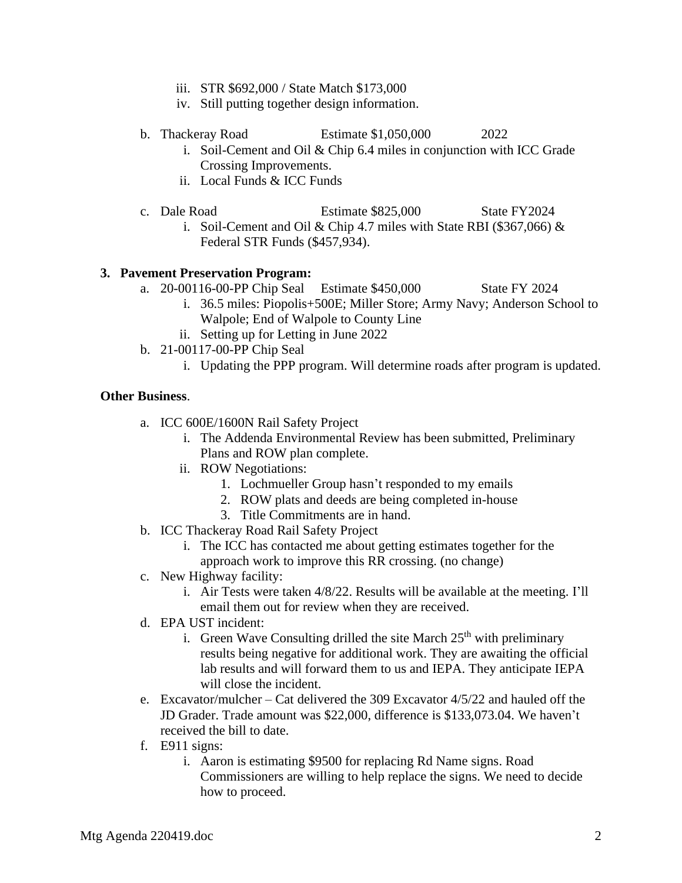iii. STR $692,000 / State Match $173,000
   iv. Still putting together design information.

b. Thackeray Road Estimate $1,050,000 2022
   i. Soil-Cement and Oil & Chip 6.4 miles in conjunction with ICC Grade Crossing Improvements.
   ii. Local Funds & ICC Funds

c. Dale Road Estimate $825,000 State FY2024
   i. Soil-Cement and Oil & Chip 4.7 miles with State RBI ($367,066) & Federal STR Funds ($457,934).

**3. Pavement Preservation Program:**

a. 20-00116-00-PP Chip Seal Estimate $450,000 State FY 2024
   i. 36.5 miles: Piopolis+500E; Miller Store; Army Navy; Anderson School to Walpole; End of Walpole to County Line
   ii. Setting up for Letting in June 2022
b. 21-00117-00-PP Chip Seal
   i. Updating the PPP program. Will determine roads after program is updated.

**Other Business**.

a. ICC 600E/1600N Rail Safety Project
   i. The Addenda Environmental Review has been submitted, Preliminary Plans and ROW plan complete.
   ii. ROW Negotiations:
      1. Lochmueller Group hasn't responded to my emails
      2. ROW plats and deeds are being completed in-house
      3. Title Commitments are in hand.
b. ICC Thackeray Road Rail Safety Project
   i. The ICC has contacted me about getting estimates together for the approach work to improve this RR crossing. (no change)
c. New Highway facility:
   i. Air Tests were taken 4/8/22. Results will be available at the meeting. I'll email them out for review when they are received.
d. EPA UST incident:
   i. Green Wave Consulting drilled the site March 25th with preliminary results being negative for additional work. They are awaiting the official lab results and will forward them to us and IEPA. They anticipate IEPA will close the incident.
e. Excavator/mulcher – Cat delivered the 309 Excavator 4/5/22 and hauled off the JD Grader. Trade amount was $22,000, difference is $133,073.04. We haven't received the bill to date.
f. E911 signs:
   i. Aaron is estimating $9500 for replacing Rd Name signs. Road Commissioners are willing to help replace the signs. We need to decide how to proceed.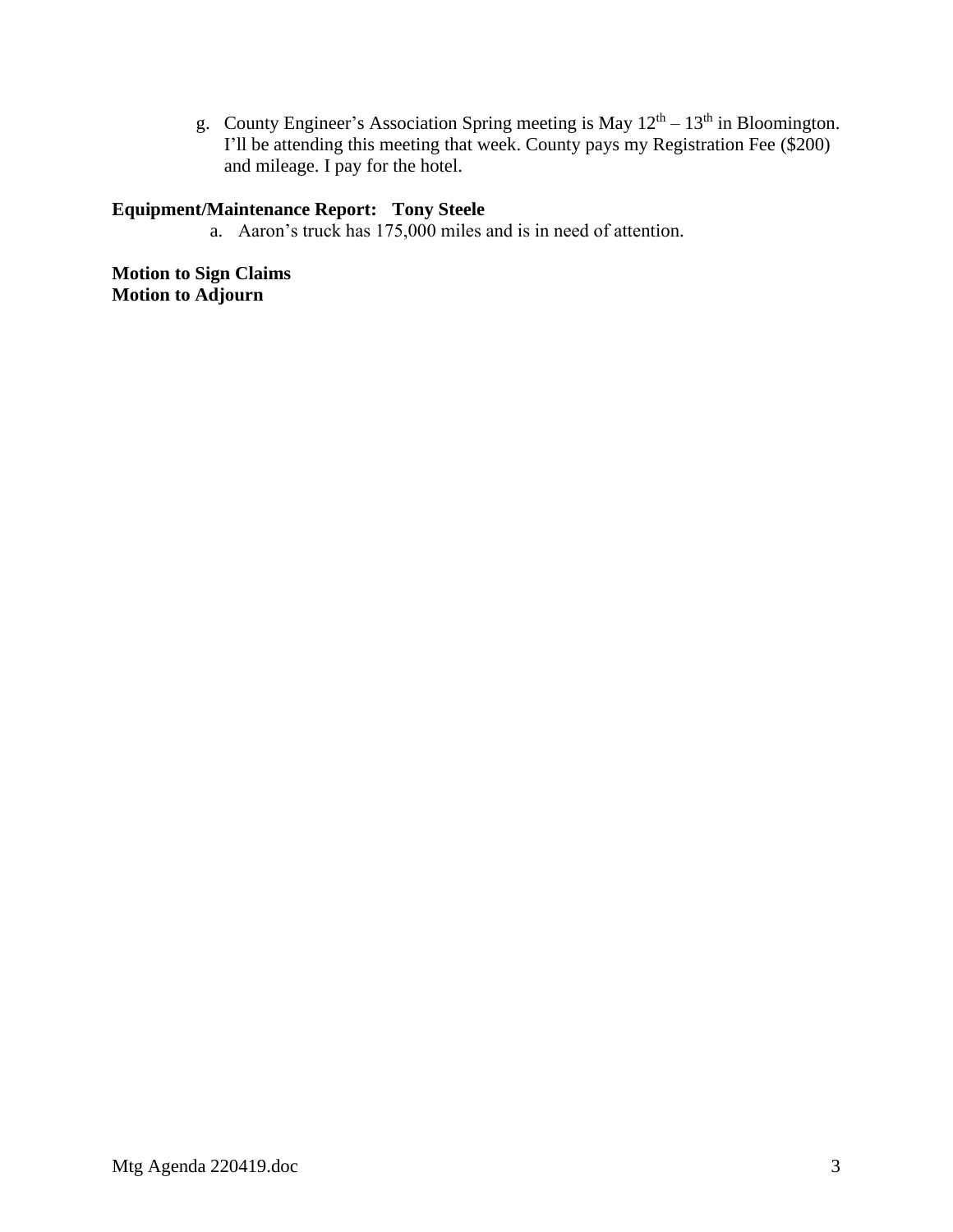g. County Engineer's Association Spring meeting is May 12th – 13th in Bloomington. I'll be attending this meeting that week. County pays my Registration Fee ($200) and mileage. I pay for the hotel.

**Equipment/Maintenance Report: Tony Steele**

a. Aaron's truck has 175,000 miles and is in need of attention.

**Motion to Sign Claims**
**Motion to Adjourn**